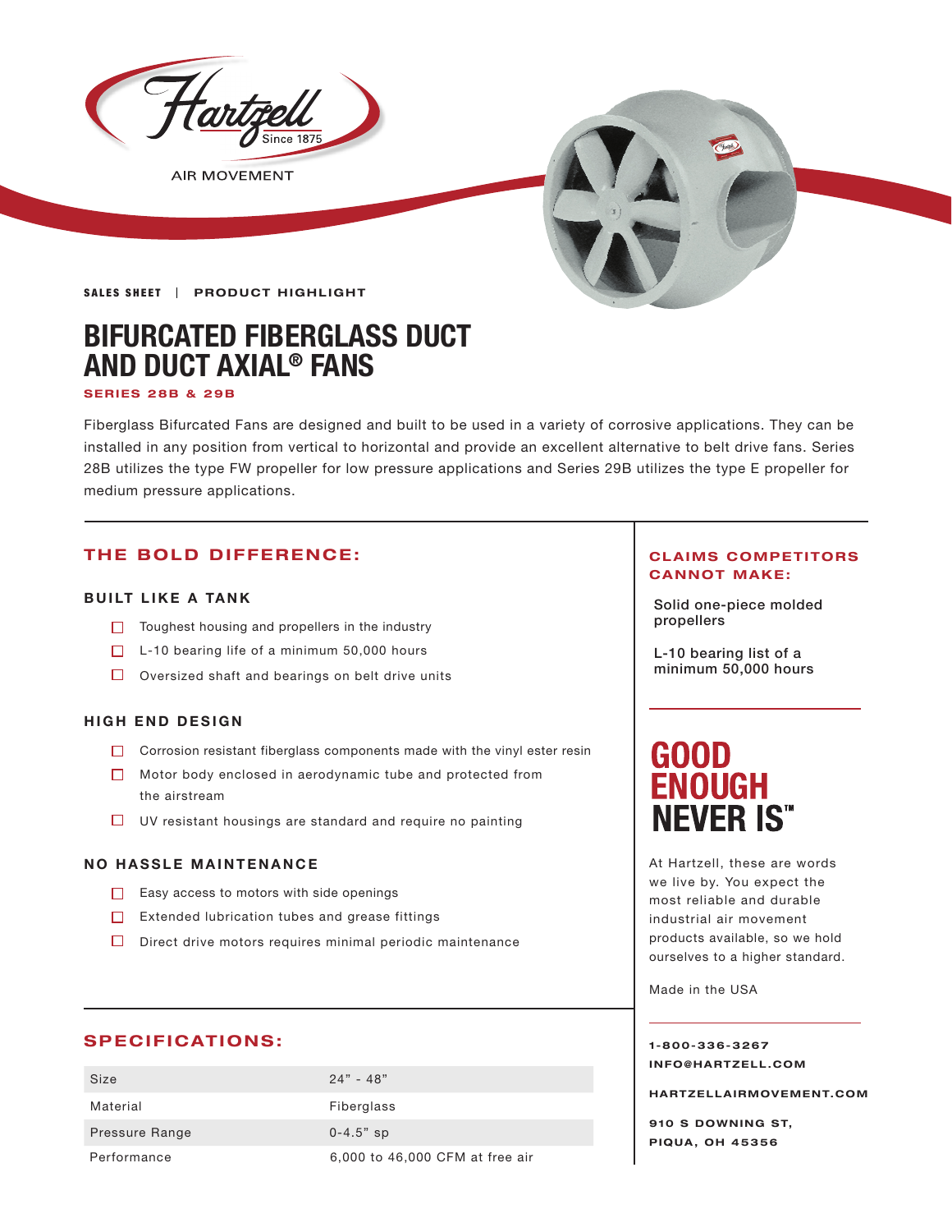Hartzell
Since 1875
AIR MOVEMENT

SALES SHEET | PRODUCT HIGHLIGHT

# BIFURCATED FIBERGLASS DUCT AND DUCT AXIAL® FANS

**SERIES 28B & 29B**

Fiberglass Bifurcated Fans are designed and built to be used in a variety of corrosive applications. They can be installed in any position from vertical to horizontal and provide an excellent alternative to belt drive fans. Series 28B utilizes the type FW propeller for low pressure applications and Series 29B utilizes the type E propeller for medium pressure applications.

## THE BOLD DIFFERENCE:

### BUILT LIKE A TANK

- Toughest housing and propellers in the industry
- L-10 bearing life of a minimum 50,000 hours
- Oversized shaft and bearings on belt drive units

### HIGH END DESIGN

- Corrosion resistant fiberglass components made with the vinyl ester resin
- Motor body enclosed in aerodynamic tube and protected from the airstream
- UV resistant housings are standard and require no painting

### NO HASSLE MAINTENANCE

- Easy access to motors with side openings
- Extended lubrication tubes and grease fittings
- Direct drive motors requires minimal periodic maintenance

## SPECIFICATIONS:

| | |
|---|---|
| Size | 24" - 48" |
| Material | Fiberglass |
| Pressure Range | 0-4.5" sp |
| Performance | 6,000 to 46,000 CFM at free air |

## CLAIMS COMPETITORS CANNOT MAKE:

Solid one-piece molded propellers

L-10 bearing list of a minimum 50,000 hours

## GOOD ENOUGH NEVER IS™

At Hartzell, these are words we live by. You expect the most reliable and durable industrial air movement products available, so we hold ourselves to a higher standard.

Made in the USA

1-800-336-3267
INFO@HARTZELL.COM

HARTZELLAIRMOVEMENT.COM

910 S DOWNING ST,
PIQUA, OH 45356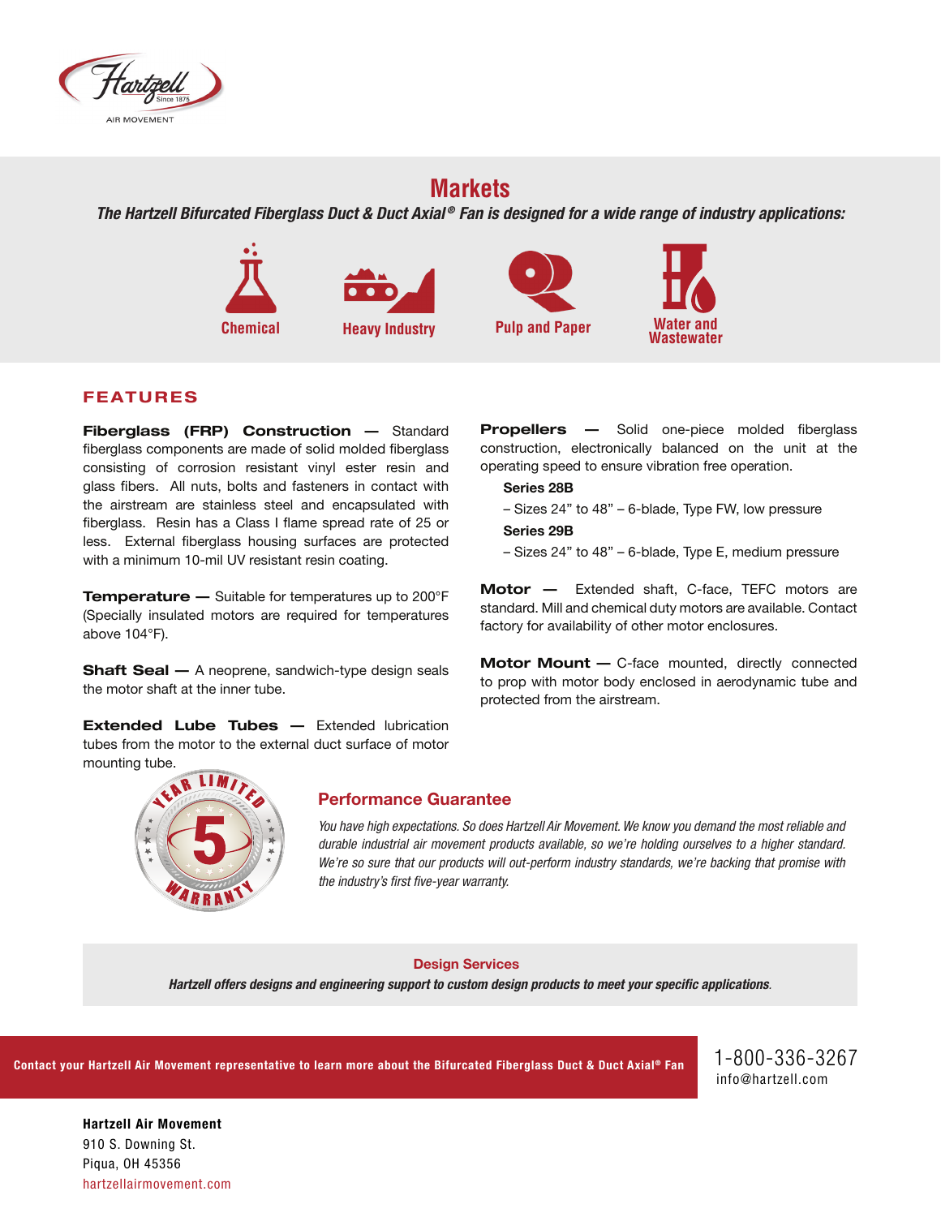## Markets

***The Hartzell Bifurcated Fiberglass Duct & Duct Axial® Fan is designed for a wide range of industry applications:***

Chemical

Heavy Industry

Pulp and Paper

Water and Wastewater

## FEATURES

**Fiberglass (FRP) Construction —** Standard fiberglass components are made of solid molded fiberglass consisting of corrosion resistant vinyl ester resin and glass fibers. All nuts, bolts and fasteners in contact with the airstream are stainless steel and encapsulated with fiberglass. Resin has a Class I flame spread rate of 25 or less. External fiberglass housing surfaces are protected with a minimum 10-mil UV resistant resin coating.

**Temperature —** Suitable for temperatures up to 200°F (Specially insulated motors are required for temperatures above 104°F).

**Shaft Seal —** A neoprene, sandwich-type design seals the motor shaft at the inner tube.

**Extended Lube Tubes —** Extended lubrication tubes from the motor to the external duct surface of motor mounting tube.

**Propellers —** Solid one-piece molded fiberglass construction, electronically balanced on the unit at the operating speed to ensure vibration free operation.

**Series 28B**

– Sizes 24" to 48" – 6-blade, Type FW, low pressure

**Series 29B**

– Sizes 24" to 48" – 6-blade, Type E, medium pressure

**Motor —** Extended shaft, C-face, TEFC motors are standard. Mill and chemical duty motors are available. Contact factory for availability of other motor enclosures.

**Motor Mount —** C-face mounted, directly connected to prop with motor body enclosed in aerodynamic tube and protected from the airstream.

### Performance Guarantee

*You have high expectations. So does Hartzell Air Movement. We know you demand the most reliable and durable industrial air movement products available, so we're holding ourselves to a higher standard. We're so sure that our products will out-perform industry standards, we're backing that promise with the industry's first five-year warranty.*

### Design Services

***Hartzell offers designs and engineering support to custom design products to meet your specific applications.***

**Contact your Hartzell Air Movement representative to learn more about the Bifurcated Fiberglass Duct & Duct Axial® Fan**

1-800-336-3267
info@hartzell.com

**Hartzell Air Movement**
910 S. Downing St.
Piqua, OH 45356
hartzellairmovement.com